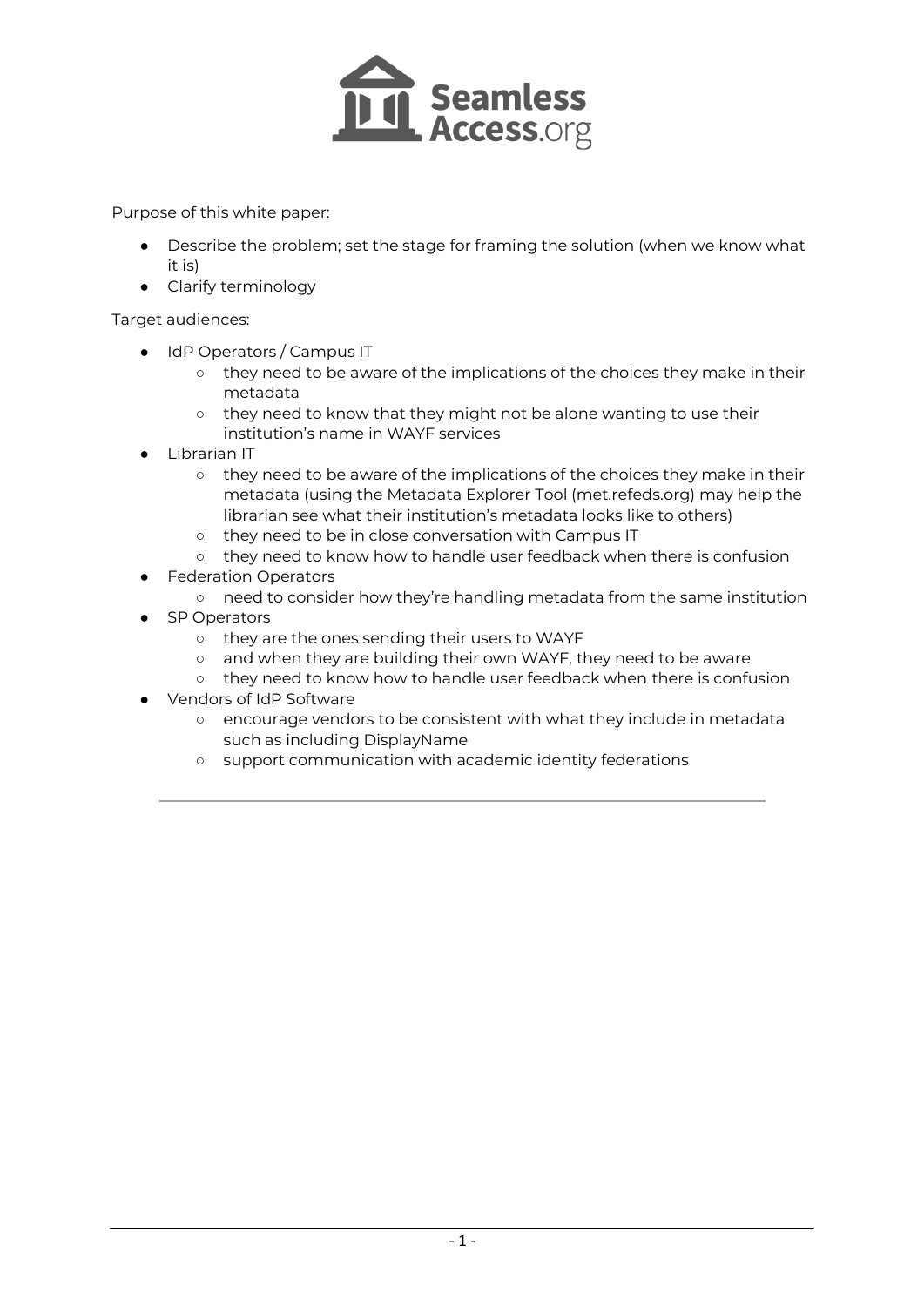Purpose of this white paper:

- Describe the problem; set the stage for framing the solution (when we know what it is)
- Clarify terminology

Target audiences:

- IdP Operators / Campus IT
  - they need to be aware of the implications of the choices they make in their metadata
  - they need to know that they might not be alone wanting to use their institution's name in WAYF services
- Librarian IT
  - they need to be aware of the implications of the choices they make in their metadata (using the Metadata Explorer Tool (met.refeds.org) may help the librarian see what their institution's metadata looks like to others)
  - they need to be in close conversation with Campus IT
  - they need to know how to handle user feedback when there is confusion
- Federation Operators
  - need to consider how they're handling metadata from the same institution
- SP Operators
  - they are the ones sending their users to WAYF
  - and when they are building their own WAYF, they need to be aware
  - they need to know how to handle user feedback when there is confusion
- Vendors of IdP Software
  - encourage vendors to be consistent with what they include in metadata such as including DisplayName
  - support communication with academic identity federations

---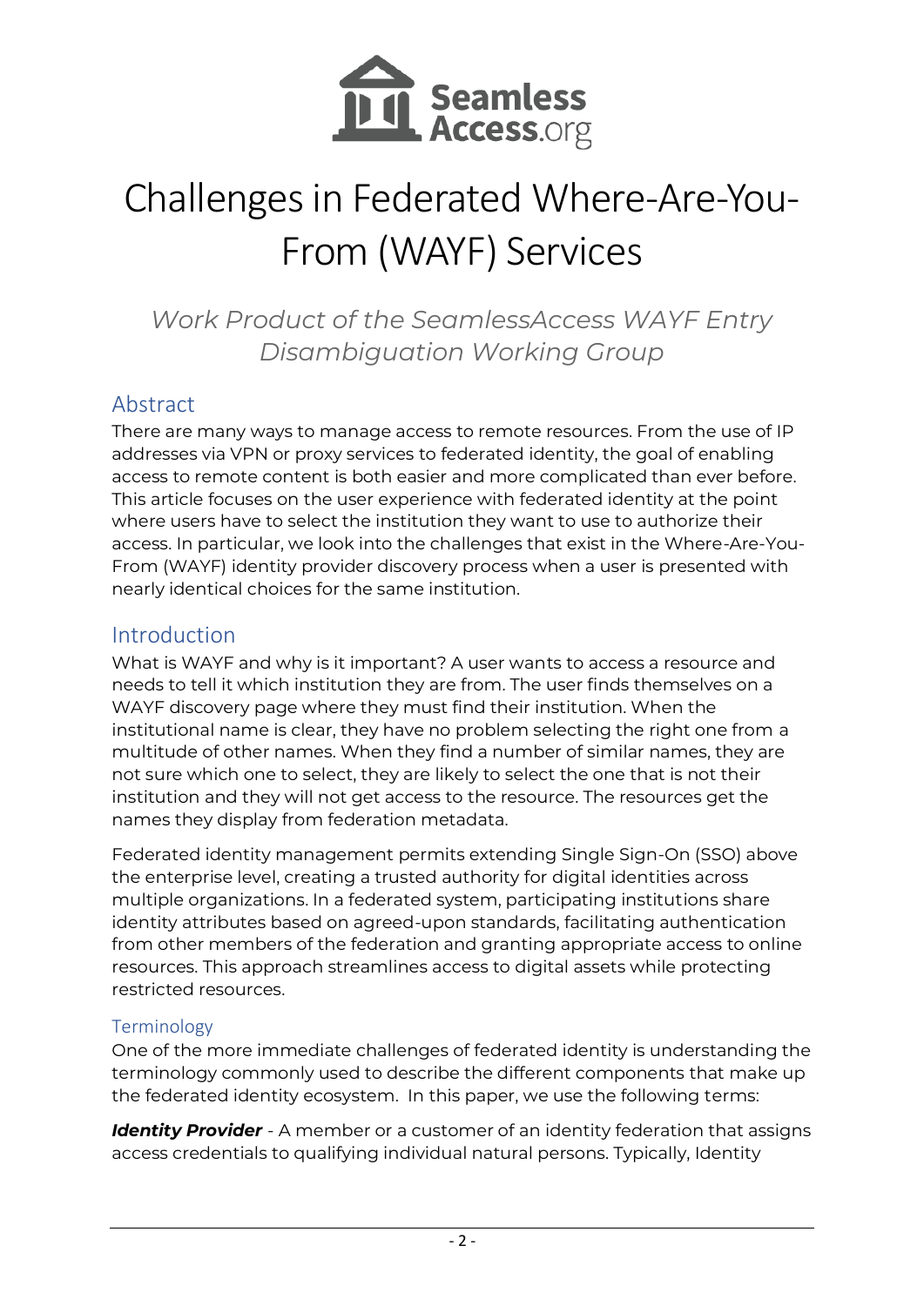# Challenges in Federated Where-Are-You-From (WAYF) Services

*Work Product of the SeamlessAccess WAYF Entry Disambiguation Working Group*

## Abstract

There are many ways to manage access to remote resources. From the use of IP addresses via VPN or proxy services to federated identity, the goal of enabling access to remote content is both easier and more complicated than ever before. This article focuses on the user experience with federated identity at the point where users have to select the institution they want to use to authorize their access. In particular, we look into the challenges that exist in the Where-Are-You-From (WAYF) identity provider discovery process when a user is presented with nearly identical choices for the same institution.

## Introduction

What is WAYF and why is it important? A user wants to access a resource and needs to tell it which institution they are from. The user finds themselves on a WAYF discovery page where they must find their institution. When the institutional name is clear, they have no problem selecting the right one from a multitude of other names. When they find a number of similar names, they are not sure which one to select, they are likely to select the one that is not their institution and they will not get access to the resource. The resources get the names they display from federation metadata.

Federated identity management permits extending Single Sign-On (SSO) above the enterprise level, creating a trusted authority for digital identities across multiple organizations. In a federated system, participating institutions share identity attributes based on agreed-upon standards, facilitating authentication from other members of the federation and granting appropriate access to online resources. This approach streamlines access to digital assets while protecting restricted resources.

### Terminology

One of the more immediate challenges of federated identity is understanding the terminology commonly used to describe the different components that make up the federated identity ecosystem. In this paper, we use the following terms:

***Identity Provider*** - A member or a customer of an identity federation that assigns access credentials to qualifying individual natural persons. Typically, Identity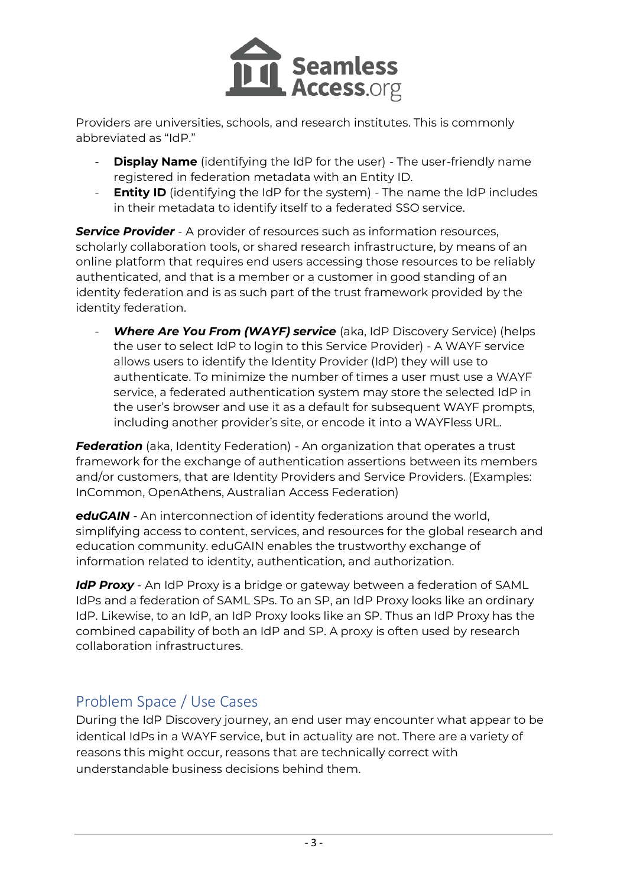Providers are universities, schools, and research institutes. This is commonly abbreviated as "IdP."

- **Display Name** (identifying the IdP for the user) - The user-friendly name registered in federation metadata with an Entity ID.
- **Entity ID** (identifying the IdP for the system) - The name the IdP includes in their metadata to identify itself to a federated SSO service.

***Service Provider*** - A provider of resources such as information resources, scholarly collaboration tools, or shared research infrastructure, by means of an online platform that requires end users accessing those resources to be reliably authenticated, and that is a member or a customer in good standing of an identity federation and is as such part of the trust framework provided by the identity federation.

- ***Where Are You From (WAYF) service*** (aka, IdP Discovery Service) (helps the user to select IdP to login to this Service Provider) - A WAYF service allows users to identify the Identity Provider (IdP) they will use to authenticate. To minimize the number of times a user must use a WAYF service, a federated authentication system may store the selected IdP in the user's browser and use it as a default for subsequent WAYF prompts, including another provider's site, or encode it into a WAYFless URL.

***Federation*** (aka, Identity Federation) - An organization that operates a trust framework for the exchange of authentication assertions between its members and/or customers, that are Identity Providers and Service Providers. (Examples: InCommon, OpenAthens, Australian Access Federation)

***eduGAIN*** - An interconnection of identity federations around the world, simplifying access to content, services, and resources for the global research and education community. eduGAIN enables the trustworthy exchange of information related to identity, authentication, and authorization.

***IdP Proxy*** - An IdP Proxy is a bridge or gateway between a federation of SAML IdPs and a federation of SAML SPs. To an SP, an IdP Proxy looks like an ordinary IdP. Likewise, to an IdP, an IdP Proxy looks like an SP. Thus an IdP Proxy has the combined capability of both an IdP and SP. A proxy is often used by research collaboration infrastructures.

## Problem Space / Use Cases

During the IdP Discovery journey, an end user may encounter what appear to be identical IdPs in a WAYF service, but in actuality are not. There are a variety of reasons this might occur, reasons that are technically correct with understandable business decisions behind them.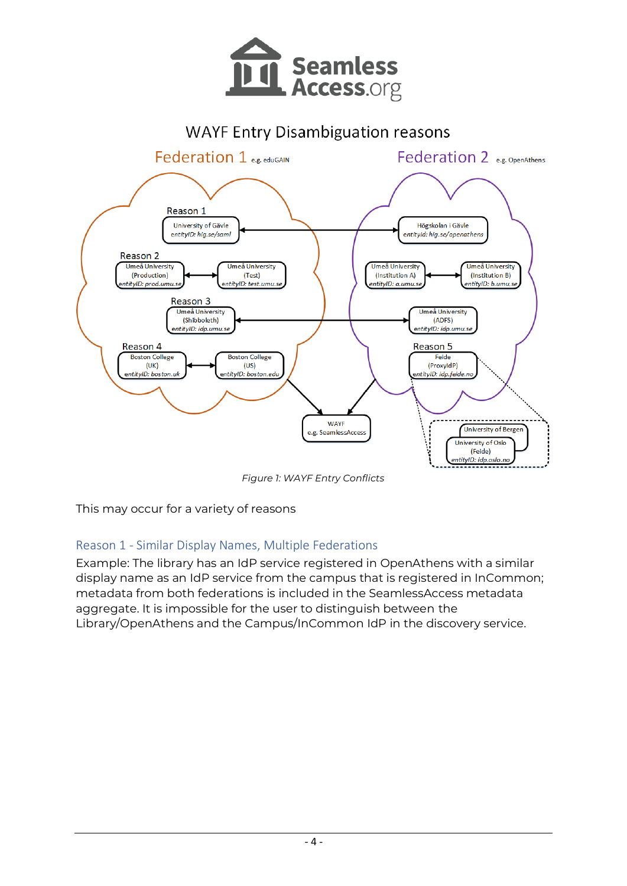# WAYF Entry Disambiguation reasons

*Figure 1: WAYF Entry Conflicts*

This may occur for a variety of reasons

## Reason 1 - Similar Display Names, Multiple Federations

Example: The library has an IdP service registered in OpenAthens with a similar display name as an IdP service from the campus that is registered in InCommon; metadata from both federations is included in the SeamlessAccess metadata aggregate. It is impossible for the user to distinguish between the Library/OpenAthens and the Campus/InCommon IdP in the discovery service.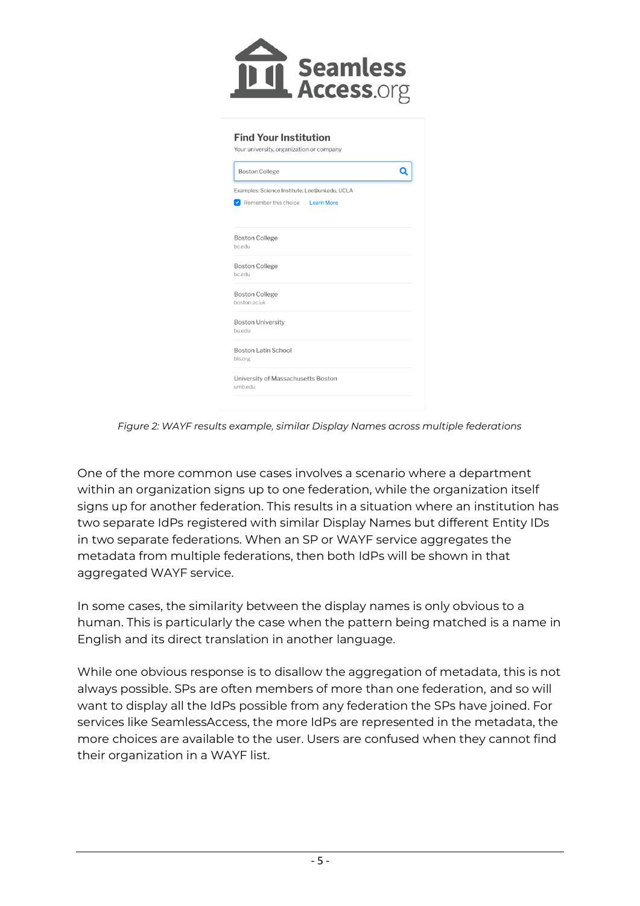*Figure 2: WAYF results example, similar Display Names across multiple federations*

One of the more common use cases involves a scenario where a department within an organization signs up to one federation, while the organization itself signs up for another federation. This results in a situation where an institution has two separate IdPs registered with similar Display Names but different Entity IDs in two separate federations. When an SP or WAYF service aggregates the metadata from multiple federations, then both IdPs will be shown in that aggregated WAYF service.

In some cases, the similarity between the display names is only obvious to a human. This is particularly the case when the pattern being matched is a name in English and its direct translation in another language.

While one obvious response is to disallow the aggregation of metadata, this is not always possible. SPs are often members of more than one federation, and so will want to display all the IdPs possible from any federation the SPs have joined. For services like SeamlessAccess, the more IdPs are represented in the metadata, the more choices are available to the user. Users are confused when they cannot find their organization in a WAYF list.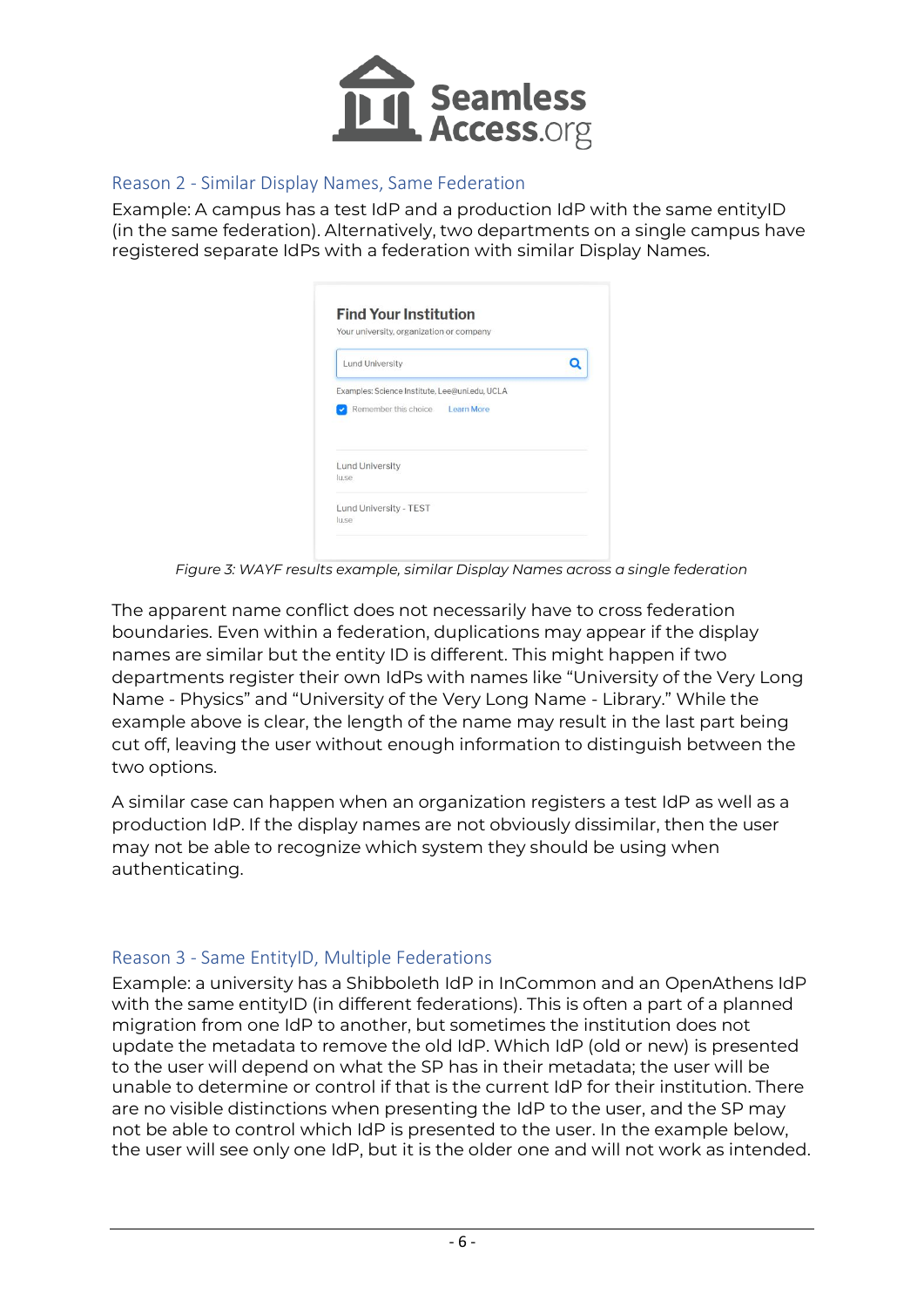## Reason 2 - Similar Display Names, Same Federation

Example: A campus has a test IdP and a production IdP with the same entityID (in the same federation). Alternatively, two departments on a single campus have registered separate IdPs with a federation with similar Display Names.

*Figure 3: WAYF results example, similar Display Names across a single federation*

The apparent name conflict does not necessarily have to cross federation boundaries. Even within a federation, duplications may appear if the display names are similar but the entity ID is different. This might happen if two departments register their own IdPs with names like “University of the Very Long Name - Physics” and “University of the Very Long Name - Library.” While the example above is clear, the length of the name may result in the last part being cut off, leaving the user without enough information to distinguish between the two options.

A similar case can happen when an organization registers a test IdP as well as a production IdP. If the display names are not obviously dissimilar, then the user may not be able to recognize which system they should be using when authenticating.

## Reason 3 - Same EntityID, Multiple Federations

Example: a university has a Shibboleth IdP in InCommon and an OpenAthens IdP with the same entityID (in different federations). This is often a part of a planned migration from one IdP to another, but sometimes the institution does not update the metadata to remove the old IdP. Which IdP (old or new) is presented to the user will depend on what the SP has in their metadata; the user will be unable to determine or control if that is the current IdP for their institution. There are no visible distinctions when presenting the IdP to the user, and the SP may not be able to control which IdP is presented to the user. In the example below, the user will see only one IdP, but it is the older one and will not work as intended.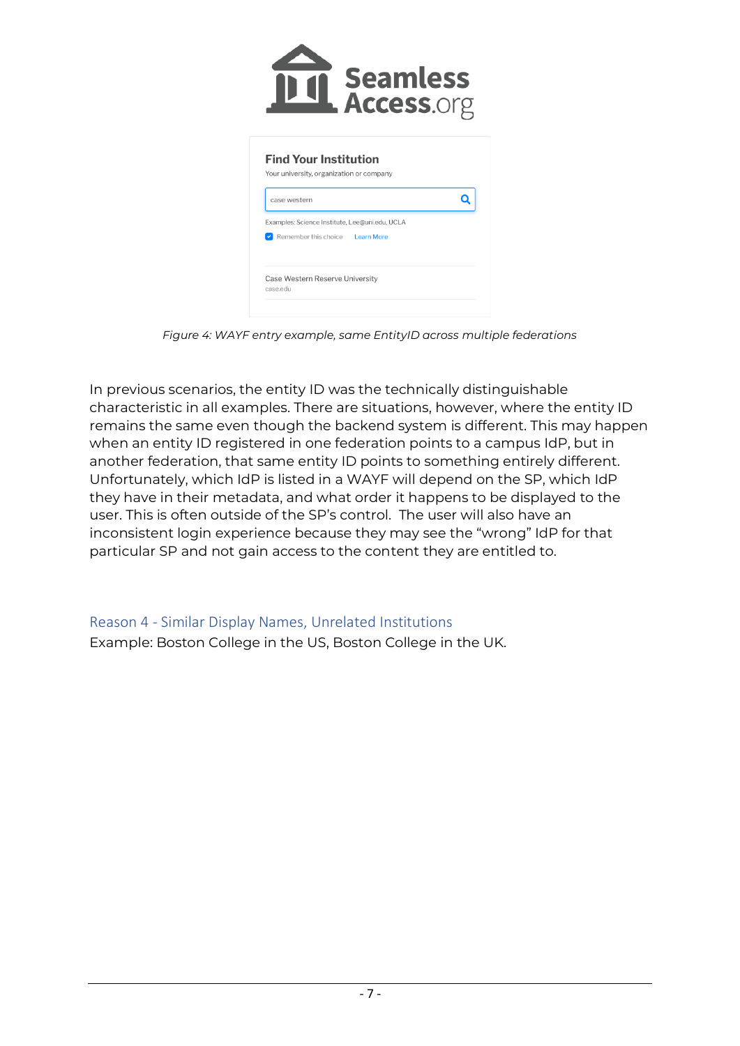Figure 4: WAYF entry example, same EntityID across multiple federations

In previous scenarios, the entity ID was the technically distinguishable characteristic in all examples. There are situations, however, where the entity ID remains the same even though the backend system is different. This may happen when an entity ID registered in one federation points to a campus IdP, but in another federation, that same entity ID points to something entirely different. Unfortunately, which IdP is listed in a WAYF will depend on the SP, which IdP they have in their metadata, and what order it happens to be displayed to the user. This is often outside of the SP's control. The user will also have an inconsistent login experience because they may see the "wrong" IdP for that particular SP and not gain access to the content they are entitled to.

### Reason 4 - Similar Display Names, Unrelated Institutions

Example: Boston College in the US, Boston College in the UK.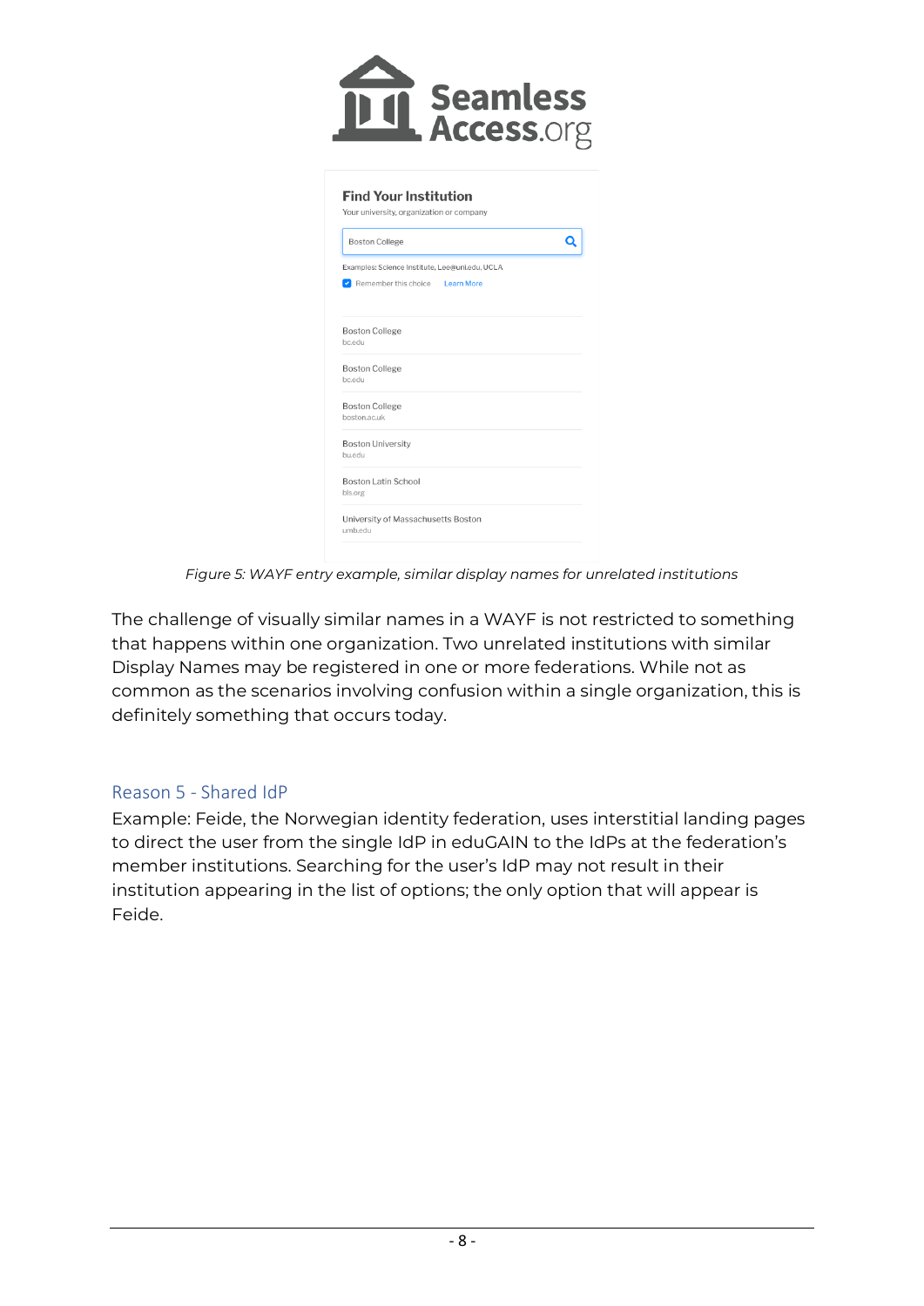*Figure 5: WAYF entry example, similar display names for unrelated institutions*

The challenge of visually similar names in a WAYF is not restricted to something that happens within one organization. Two unrelated institutions with similar Display Names may be registered in one or more federations. While not as common as the scenarios involving confusion within a single organization, this is definitely something that occurs today.

## Reason 5 - Shared IdP

Example: Feide, the Norwegian identity federation, uses interstitial landing pages to direct the user from the single IdP in eduGAIN to the IdPs at the federation's member institutions. Searching for the user's IdP may not result in their institution appearing in the list of options; the only option that will appear is Feide.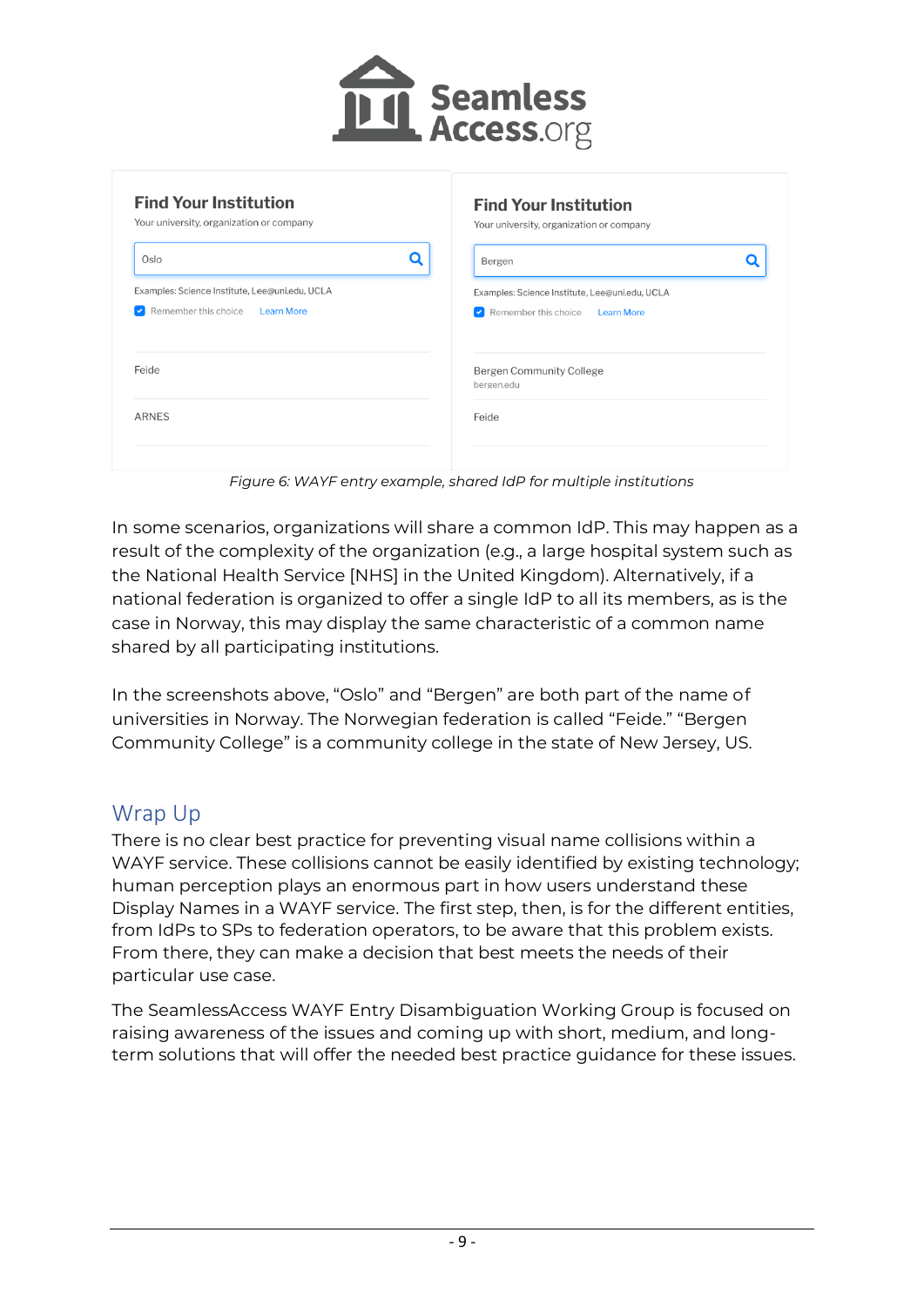*Figure 6: WAYF entry example, shared IdP for multiple institutions*

In some scenarios, organizations will share a common IdP. This may happen as a result of the complexity of the organization (e.g., a large hospital system such as the National Health Service [NHS] in the United Kingdom). Alternatively, if a national federation is organized to offer a single IdP to all its members, as is the case in Norway, this may display the same characteristic of a common name shared by all participating institutions.

In the screenshots above, "Oslo" and "Bergen" are both part of the name of universities in Norway. The Norwegian federation is called "Feide." "Bergen Community College" is a community college in the state of New Jersey, US.

## Wrap Up

There is no clear best practice for preventing visual name collisions within a WAYF service. These collisions cannot be easily identified by existing technology; human perception plays an enormous part in how users understand these Display Names in a WAYF service. The first step, then, is for the different entities, from IdPs to SPs to federation operators, to be aware that this problem exists. From there, they can make a decision that best meets the needs of their particular use case.

The SeamlessAccess WAYF Entry Disambiguation Working Group is focused on raising awareness of the issues and coming up with short, medium, and long-term solutions that will offer the needed best practice guidance for these issues.